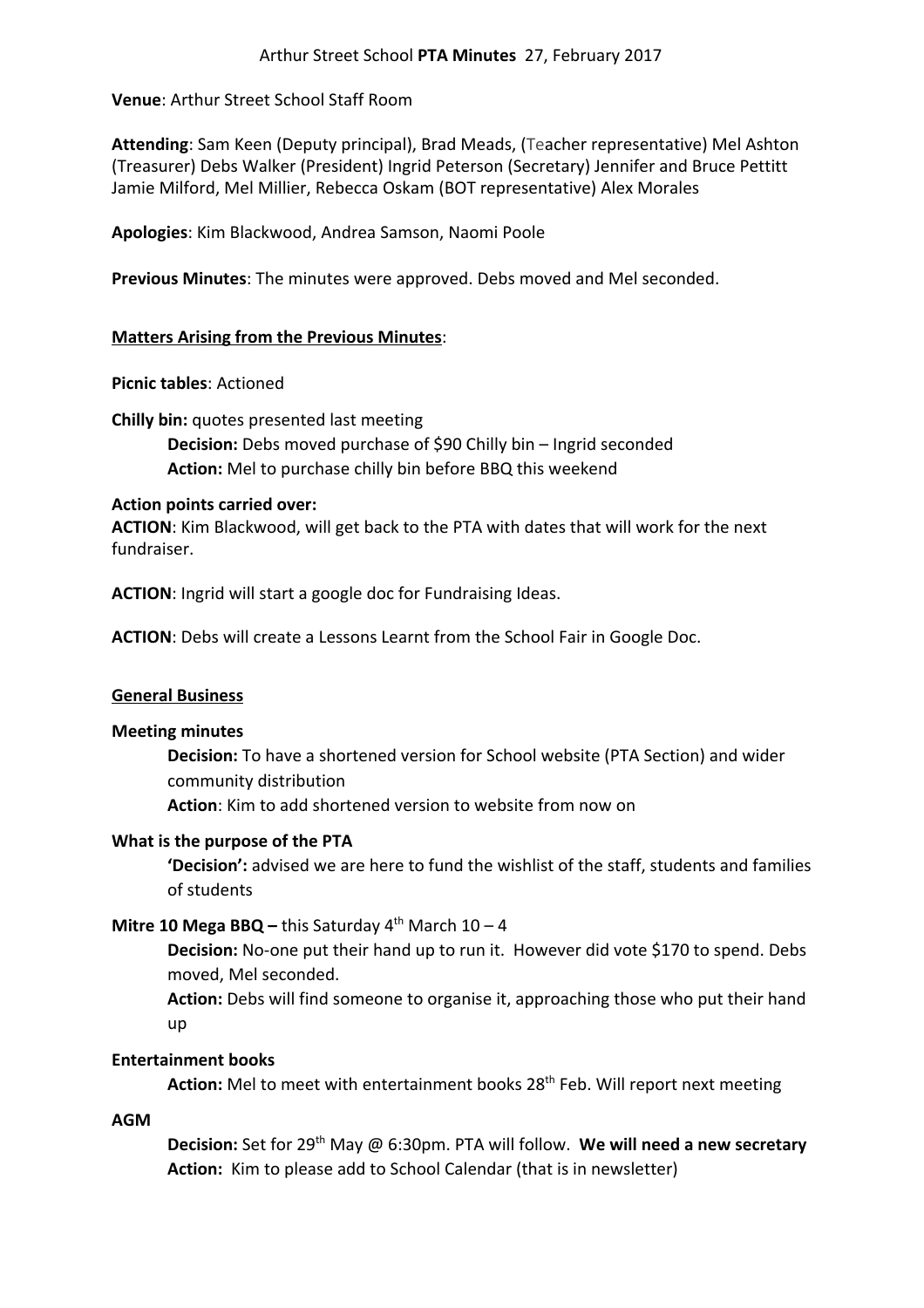Arthur Street School **PTA Minutes** 27, February 2017

**Venue**: Arthur Street School Staff Room

**Attending**: Sam Keen (Deputy principal), Brad Meads, (Teacher representative) Mel Ashton (Treasurer) Debs Walker (President) Ingrid Peterson (Secretary) Jennifer and Bruce Pettitt Jamie Milford, Mel Millier, Rebecca Oskam (BOT representative) Alex Morales

**Apologies**: Kim Blackwood, Andrea Samson, Naomi Poole

**Previous Minutes**: The minutes were approved. Debs moved and Mel seconded.

## Matters Arising from the Previous Minutes:

**Picnic tables**: Actioned

**Chilly bin:** quotes presented last meeting

> **Decision:** Debs moved purchase of $90 Chilly bin – Ingrid seconded
> **Action:** Mel to purchase chilly bin before BBQ this weekend

**Action points carried over:**

**ACTION**: Kim Blackwood, will get back to the PTA with dates that will work for the next fundraiser.

**ACTION**: Ingrid will start a google doc for Fundraising Ideas.

**ACTION**: Debs will create a Lessons Learnt from the School Fair in Google Doc.

## General Business

**Meeting minutes**

> **Decision:** To have a shortened version for School website (PTA Section) and wider community distribution
> **Action**: Kim to add shortened version to website from now on

**What is the purpose of the PTA**

> **'Decision':** advised we are here to fund the wishlist of the staff, students and families of students

**Mitre 10 Mega BBQ –** this Saturday 4th March 10 – 4

> **Decision:** No-one put their hand up to run it. However did vote $170 to spend. Debs moved, Mel seconded.
> **Action:** Debs will find someone to organise it, approaching those who put their hand up

**Entertainment books**

> **Action:** Mel to meet with entertainment books 28th Feb. Will report next meeting

**AGM**

> **Decision:** Set for 29th May @ 6:30pm. PTA will follow. **We will need a new secretary**
> **Action:** Kim to please add to School Calendar (that is in newsletter)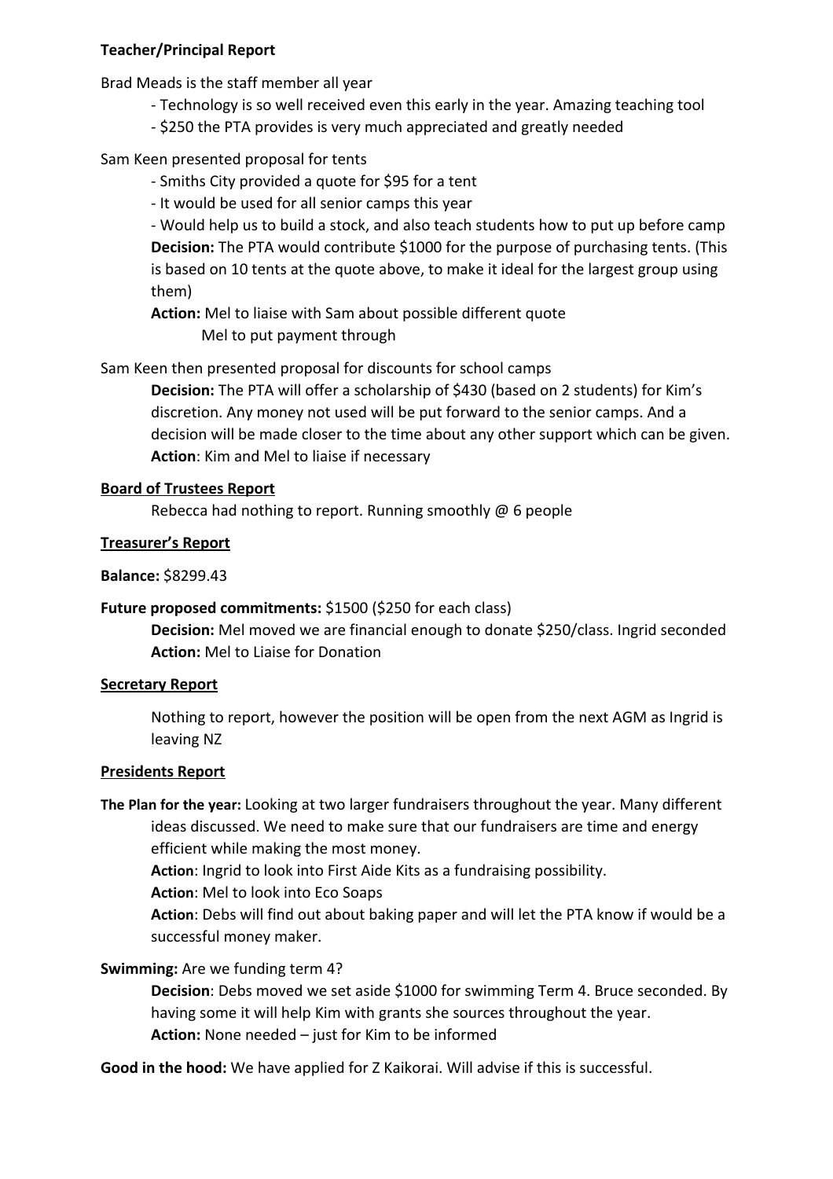**Teacher/Principal Report**

Brad Meads is the staff member all year

- Technology is so well received even this early in the year. Amazing teaching tool
- $250 the PTA provides is very much appreciated and greatly needed

Sam Keen presented proposal for tents

- Smiths City provided a quote for $95 for a tent
- It would be used for all senior camps this year
- Would help us to build a stock, and also teach students how to put up before camp

**Decision:** The PTA would contribute $1000 for the purpose of purchasing tents. (This is based on 10 tents at the quote above, to make it ideal for the largest group using them)

**Action:** Mel to liaise with Sam about possible different quote
Mel to put payment through

Sam Keen then presented proposal for discounts for school camps

**Decision:** The PTA will offer a scholarship of $430 (based on 2 students) for Kim's discretion. Any money not used will be put forward to the senior camps. And a decision will be made closer to the time about any other support which can be given.

**Action**: Kim and Mel to liaise if necessary

## Board of Trustees Report

Rebecca had nothing to report. Running smoothly @ 6 people

## Treasurer's Report

**Balance:** $8299.43

**Future proposed commitments:** $1500 ($250 for each class)

**Decision:** Mel moved we are financial enough to donate $250/class. Ingrid seconded

**Action:** Mel to Liaise for Donation

## Secretary Report

Nothing to report, however the position will be open from the next AGM as Ingrid is leaving NZ

## Presidents Report

**The Plan for the year:** Looking at two larger fundraisers throughout the year. Many different ideas discussed. We need to make sure that our fundraisers are time and energy efficient while making the most money.

**Action**: Ingrid to look into First Aide Kits as a fundraising possibility.

**Action**: Mel to look into Eco Soaps

**Action**: Debs will find out about baking paper and will let the PTA know if would be a successful money maker.

**Swimming:** Are we funding term 4?

**Decision**: Debs moved we set aside $1000 for swimming Term 4. Bruce seconded. By having some it will help Kim with grants she sources throughout the year.

**Action:** None needed – just for Kim to be informed

**Good in the hood:** We have applied for Z Kaikorai. Will advise if this is successful.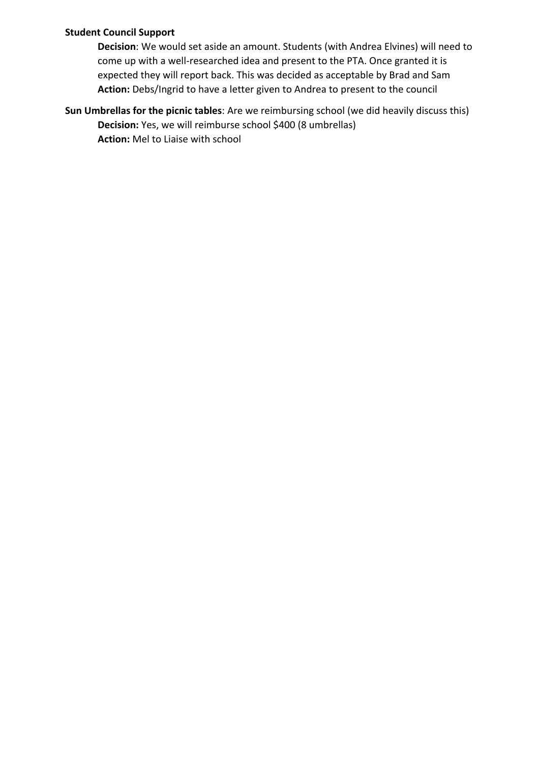**Student Council Support**

**Decision**: We would set aside an amount. Students (with Andrea Elvines) will need to come up with a well-researched idea and present to the PTA. Once granted it is expected they will report back. This was decided as acceptable by Brad and Sam

**Action:** Debs/Ingrid to have a letter given to Andrea to present to the council

**Sun Umbrellas for the picnic tables**: Are we reimbursing school (we did heavily discuss this)

**Decision:** Yes, we will reimburse school $400 (8 umbrellas)

**Action:** Mel to Liaise with school